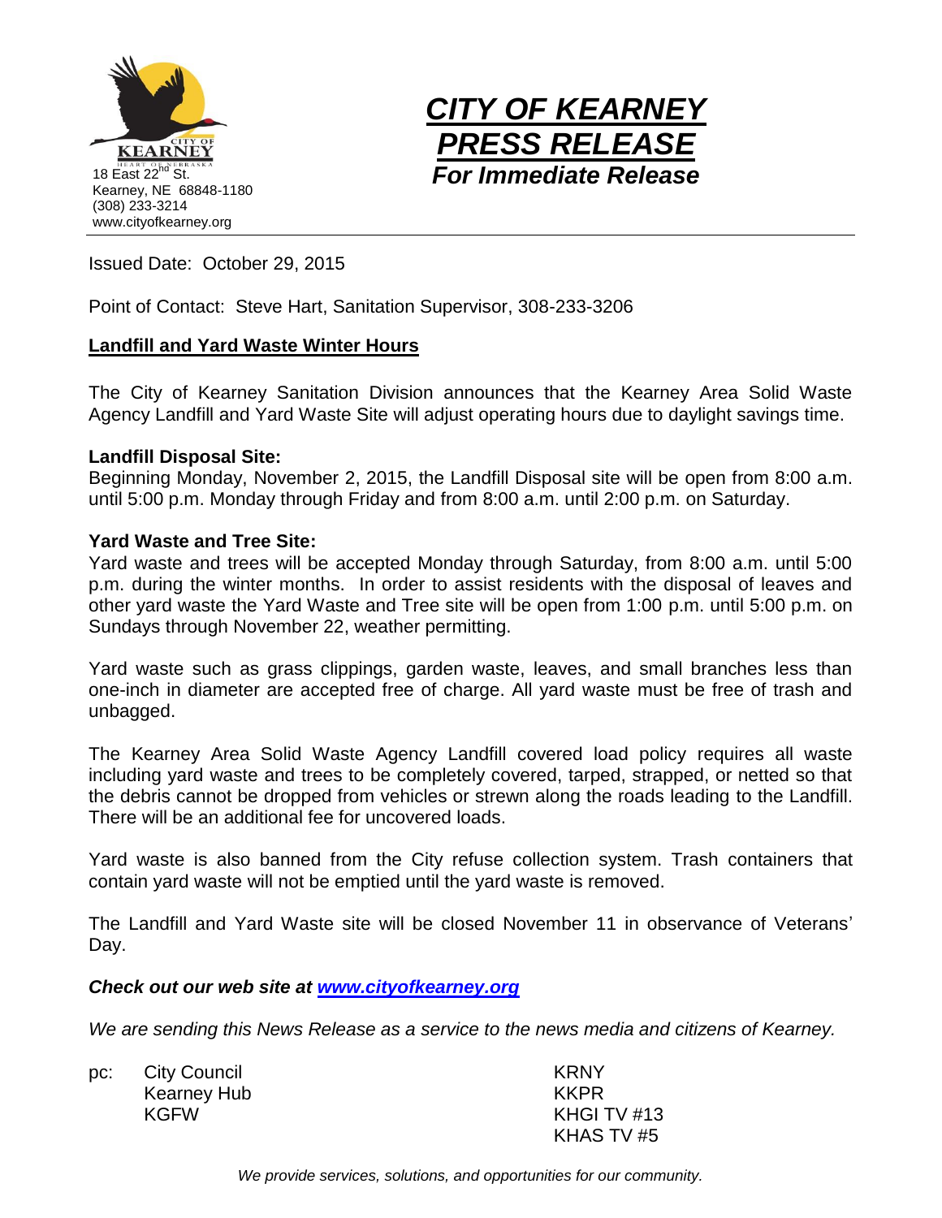CITY OF KEARNEY
HEART OF NEBRASKA

18 East 22nd St.
Kearney, NE 68848-1180
(308) 233-3214
www.cityofkearney.org

# *CITY OF KEARNEY PRESS RELEASE*

***For Immediate Release***

Issued Date: October 29, 2015

Point of Contact: Steve Hart, Sanitation Supervisor, 308-233-3206

## Landfill and Yard Waste Winter Hours

The City of Kearney Sanitation Division announces that the Kearney Area Solid Waste Agency Landfill and Yard Waste Site will adjust operating hours due to daylight savings time.

**Landfill Disposal Site:**
Beginning Monday, November 2, 2015, the Landfill Disposal site will be open from 8:00 a.m. until 5:00 p.m. Monday through Friday and from 8:00 a.m. until 2:00 p.m. on Saturday.

**Yard Waste and Tree Site:**
Yard waste and trees will be accepted Monday through Saturday, from 8:00 a.m. until 5:00 p.m. during the winter months. In order to assist residents with the disposal of leaves and other yard waste the Yard Waste and Tree site will be open from 1:00 p.m. until 5:00 p.m. on Sundays through November 22, weather permitting.

Yard waste such as grass clippings, garden waste, leaves, and small branches less than one-inch in diameter are accepted free of charge. All yard waste must be free of trash and unbagged.

The Kearney Area Solid Waste Agency Landfill covered load policy requires all waste including yard waste and trees to be completely covered, tarped, strapped, or netted so that the debris cannot be dropped from vehicles or strewn along the roads leading to the Landfill. There will be an additional fee for uncovered loads.

Yard waste is also banned from the City refuse collection system. Trash containers that contain yard waste will not be emptied until the yard waste is removed.

The Landfill and Yard Waste site will be closed November 11 in observance of Veterans' Day.

***Check out our web site at [www.cityofkearney.org](http://www.cityofkearney.org)***

*We are sending this News Release as a service to the news media and citizens of Kearney.*

pc: City Council
Kearney Hub
KGFW
KRNY
KKPR
KHGI TV #13
KHAS TV #5

*We provide services, solutions, and opportunities for our community.*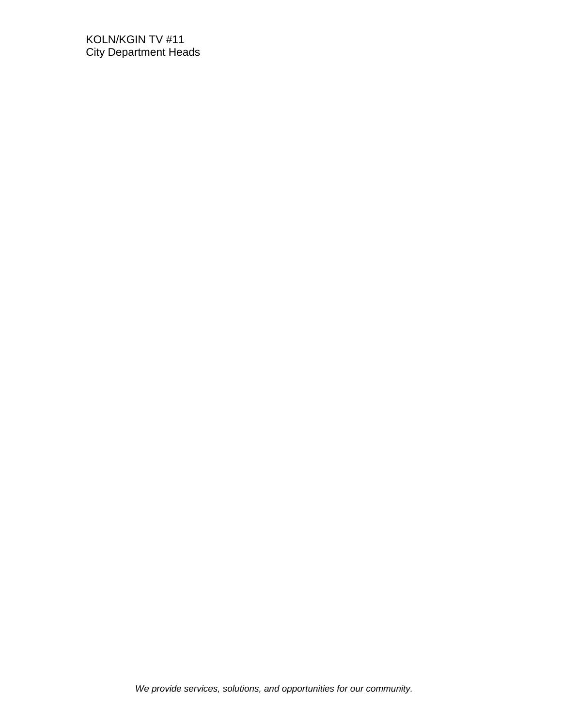KOLN/KGIN TV #11
City Department Heads